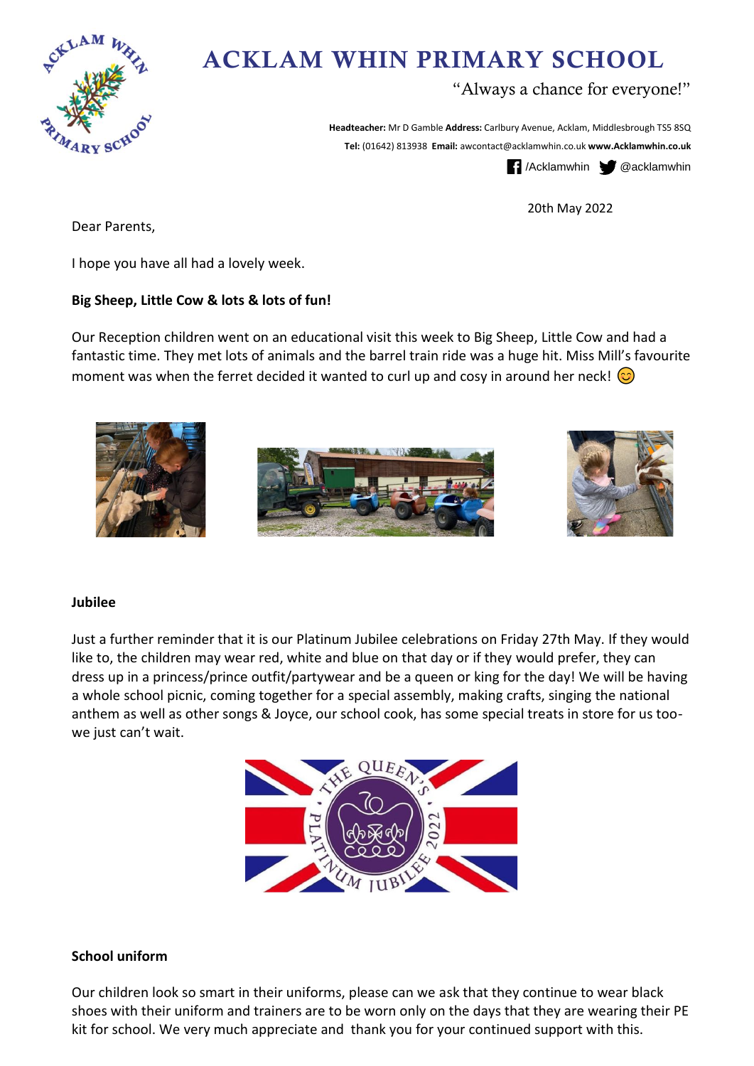# ACKLAM WHIN PRIMARY SCHOOL

"Always a chance for everyone!"

**Headteacher:** Mr D Gamble **Address:** Carlbury Avenue, Acklam, Middlesbrough TS5 8SQ
**Tel:** (01642) 813938 **Email:** awcontact@acklamwhin.co.uk **www.Acklamwhin.co.uk**
/Acklamwhin @acklamwhin

20th May 2022

Dear Parents,

I hope you have all had a lovely week.

**Big Sheep, Little Cow & lots & lots of fun!**

Our Reception children went on an educational visit this week to Big Sheep, Little Cow and had a fantastic time. They met lots of animals and the barrel train ride was a huge hit. Miss Mill's favourite moment was when the ferret decided it wanted to curl up and cosy in around her neck! 😊

**Jubilee**

Just a further reminder that it is our Platinum Jubilee celebrations on Friday 27th May. If they would like to, the children may wear red, white and blue on that day or if they would prefer, they can dress up in a princess/prince outfit/partywear and be a queen or king for the day! We will be having a whole school picnic, coming together for a special assembly, making crafts, singing the national anthem as well as other songs & Joyce, our school cook, has some special treats in store for us too- we just can't wait.

**School uniform**

Our children look so smart in their uniforms, please can we ask that they continue to wear black shoes with their uniform and trainers are to be worn only on the days that they are wearing their PE kit for school. We very much appreciate and thank you for your continued support with this.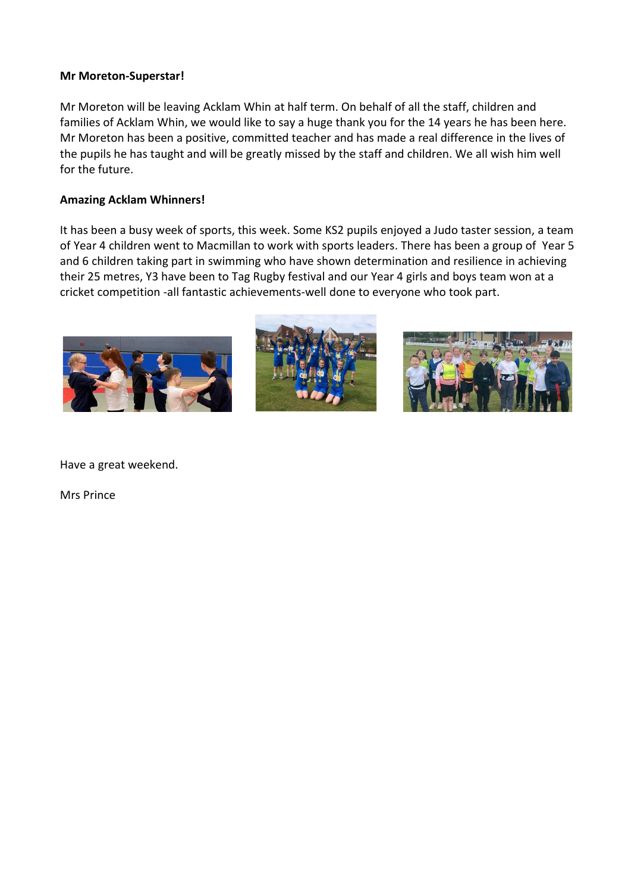**Mr Moreton-Superstar!**

Mr Moreton will be leaving Acklam Whin at half term. On behalf of all the staff, children and families of Acklam Whin, we would like to say a huge thank you for the 14 years he has been here. Mr Moreton has been a positive, committed teacher and has made a real difference in the lives of the pupils he has taught and will be greatly missed by the staff and children. We all wish him well for the future.

**Amazing Acklam Whinners!**

It has been a busy week of sports, this week. Some KS2 pupils enjoyed a Judo taster session, a team of Year 4 children went to Macmillan to work with sports leaders. There has been a group of Year 5 and 6 children taking part in swimming who have shown determination and resilience in achieving their 25 metres, Y3 have been to Tag Rugby festival and our Year 4 girls and boys team won at a cricket competition -all fantastic achievements-well done to everyone who took part.

Have a great weekend.

Mrs Prince